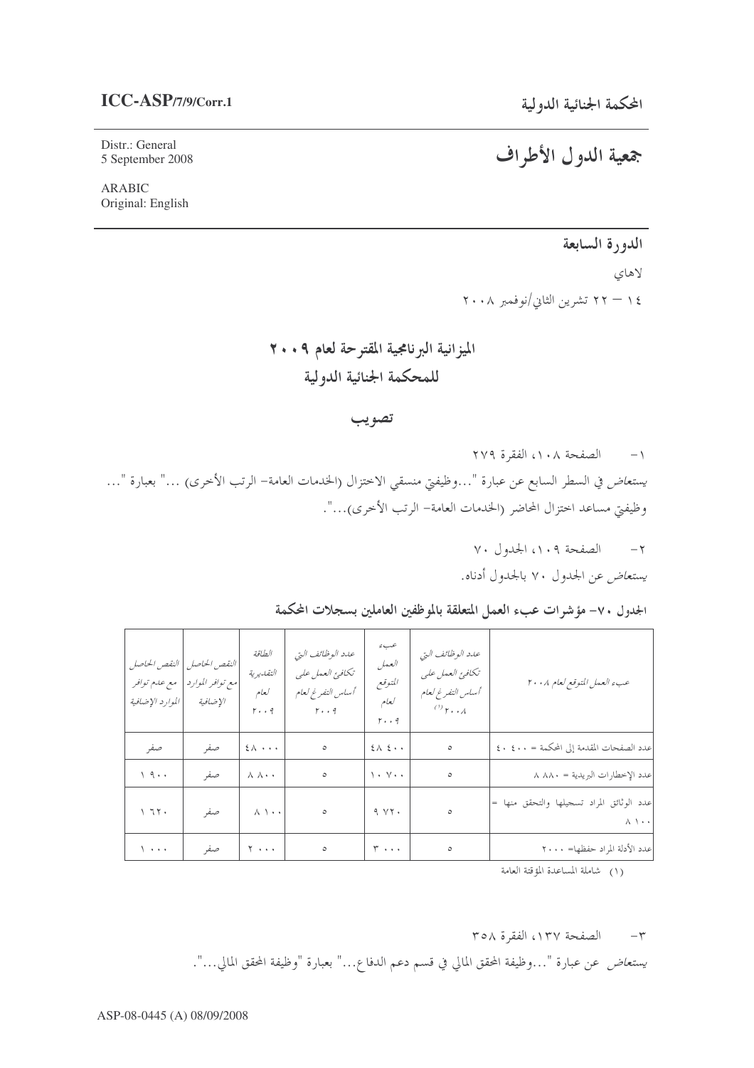**ICC-ASP/7/9/Corr.1**

**المحكمة الجنائية الدولية**

Distr.: General
5 September 2008

ARABIC
Original: English

# جمعية الدول الأطراف

**الدورة السابعة**

لاهاي

١٤ – ٢٢ تشرين الثاني/نوفمبر ٢٠٠٨

## الميزانية البرنامجية المقترحة لعام ٢٠٠٩ للمحكمة الجنائية الدولية

## تصويب

١- الصفحة ١٠٨، الفقرة ٢٧٩

*يستعاض* في السطر السابع عن عبارة "...وظيفتي منسقي الاختزال (الخدمات العامة- الرتب الأخرى) ..." بعبارة "... وظيفتي مساعد اختزال المحاضر (الخدمات العامة- الرتب الأخرى)...".

٢- الصفحة ١٠٩، الجدول ٧٠

*يستعاض* عن الجدول ٧٠ بالجدول أدناه.

**الجدول ٧٠- مؤشرات عبء العمل المتعلقة بالموظفين العاملين بسجلات المحكمة**

| عبء العمل المتوقع لعام ٢٠٠٨ | عدد الوظائف التي تكافئ العمل على أساس التفرغ لعام ٢٠٠٨ [(١)] | عبء العمل المتوقع لعام ٢٠٠٩ | عدد الوظائف التي تكافئ العمل على أساس التفرغ لعام ٢٠٠٩ | الطاقة التقديرية لعام ٢٠٠٩ | النقص الحاصل مع توافر الموارد الإضافية | النقص الحاصل مع عدم توافر الموارد الإضافية |
|---|---|---|---|---|---|---|
| عدد الصفحات المقدمة إلى المحكمة = ٤٠ ٤٠٠ | ٥ | ٤٨ ٤٠٠ | ٥ | ٤٨ ٠٠٠ | صفر | صفر |
| عدد الإخطارات البريدية = ٨ ٨٨٠ | ٥ | ١٠ ٧٠٠ | ٥ | ٨ ٨٠٠ | صفر | ١ ٩٠٠ |
| عدد الوثائق المراد تسجيلها والتحقق منها = ٨ ١٠٠ | ٥ | ٩ ٧٢٠ | ٥ | ٨ ١٠٠ | صفر | ١ ٦٢٠ |
| عدد الأدلة المراد حفظها= ٢ ٠٠٠ | ٥ | ٣ ٠٠٠ | ٥ | ٢ ٠٠٠ | صفر | ١ ٠٠٠ |

(١) شاملة المساعدة المؤقتة العامة

٣- الصفحة ١٣٧، الفقرة ٣٥٨

*يستعاض* عن عبارة "...وظيفة المحقق المالي في قسم دعم الدفاع..." بعبارة "وظيفة المحقق المالي...".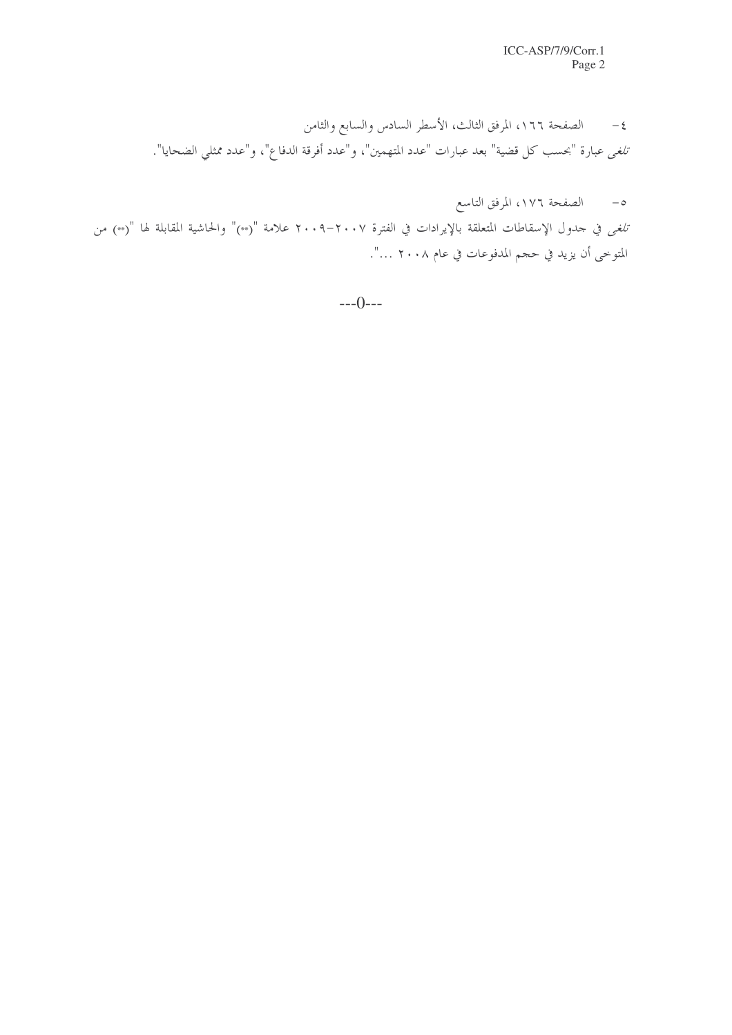٤- الصفحة ١٦٦، المرفق الثالث، الأسطر السادس والسابع والثامن

*تلغى* عبارة "بحسب كل قضية" بعد عبارات "عدد المتهمين"، و"عدد أفرقة الدفاع"، و"عدد ممثلي الضحايا".

٥- الصفحة ١٧٦، المرفق التاسع

*تلغى* في جدول الإسقاطات المتعلقة بالإيرادات في الفترة ٢٠٠٧-٢٠٠٩ علامة "(**)" والحاشية المقابلة لها "(**) من المتوخى أن يزيد في حجم المدفوعات في عام ٢٠٠٨ ...".

---0---